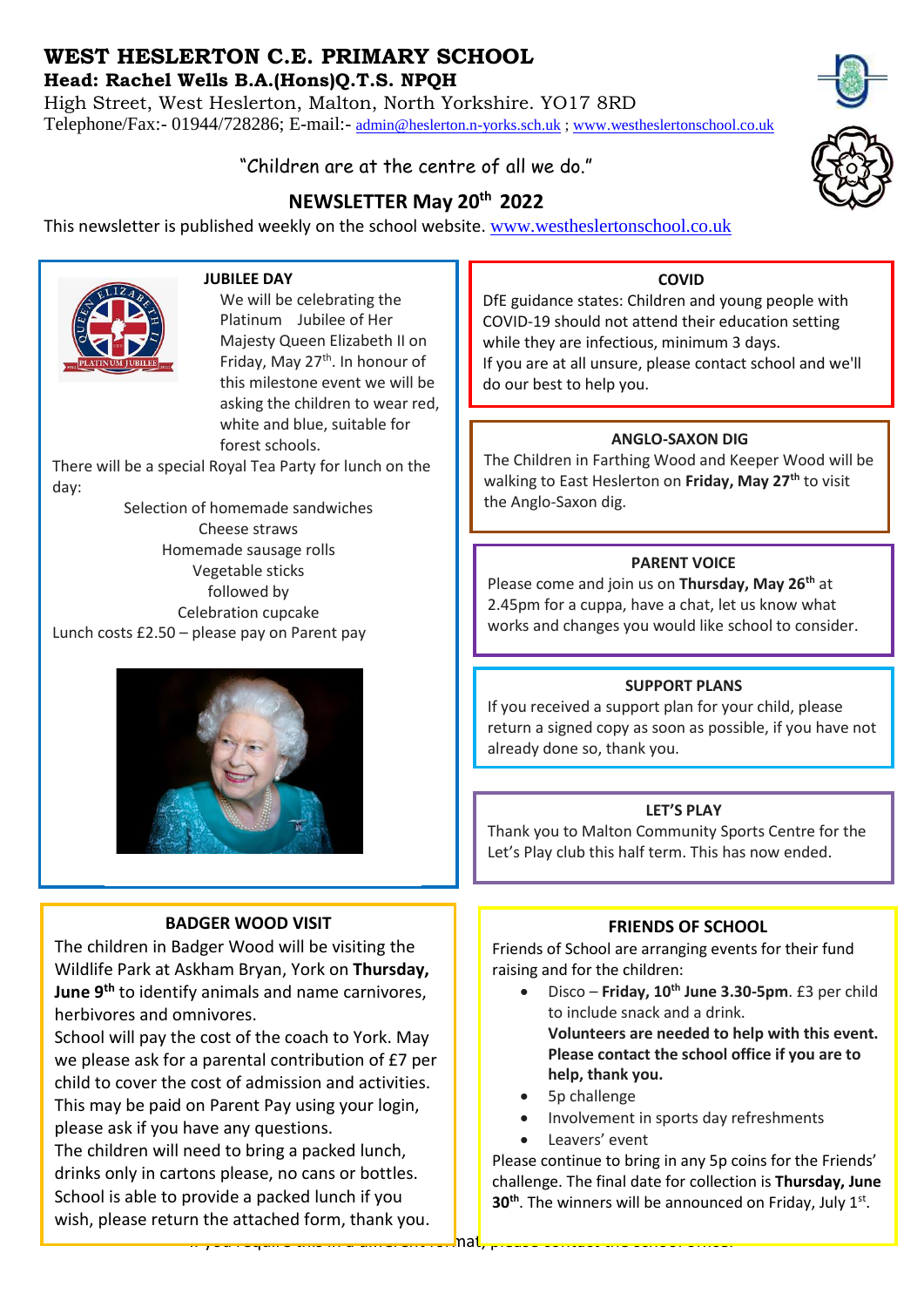# WEST HESLERTON C.E. PRIMARY SCHOOL

**Head: Rachel Wells B.A.(Hons)Q.T.S. NPQH**

High Street, West Heslerton, Malton, North Yorkshire. YO17 8RD

Telephone/Fax:- 01944/728286; E-mail:- admin@heslerton.n-yorks.sch.uk ; www.westheslertonschool.co.uk

"Children are at the centre of all we do."

## NEWSLETTER May 20th 2022

This newsletter is published weekly on the school website. www.westheslertonschool.co.uk

### JUBILEE DAY

We will be celebrating the Platinum Jubilee of Her Majesty Queen Elizabeth II on Friday, May 27th. In honour of this milestone event we will be asking the children to wear red, white and blue, suitable for forest schools.

There will be a special Royal Tea Party for lunch on the day:

Selection of homemade sandwiches
Cheese straws
Homemade sausage rolls
Vegetable sticks
followed by
Celebration cupcake

Lunch costs £2.50 – please pay on Parent pay

### BADGER WOOD VISIT

The children in Badger Wood will be visiting the Wildlife Park at Askham Bryan, York on **Thursday, June 9th** to identify animals and name carnivores, herbivores and omnivores.

School will pay the cost of the coach to York. May we please ask for a parental contribution of £7 per child to cover the cost of admission and activities. This may be paid on Parent Pay using your login, please ask if you have any questions.

The children will need to bring a packed lunch, drinks only in cartons please, no cans or bottles. School is able to provide a packed lunch if you wish, please return the attached form, thank you.

### COVID

DfE guidance states: Children and young people with COVID-19 should not attend their education setting while they are infectious, minimum 3 days.

If you are at all unsure, please contact school and we'll do our best to help you.

### ANGLO-SAXON DIG

The Children in Farthing Wood and Keeper Wood will be walking to East Heslerton on **Friday, May 27th** to visit the Anglo-Saxon dig.

### PARENT VOICE

Please come and join us on **Thursday, May 26th** at 2.45pm for a cuppa, have a chat, let us know what works and changes you would like school to consider.

### SUPPORT PLANS

If you received a support plan for your child, please return a signed copy as soon as possible, if you have not already done so, thank you.

### LET'S PLAY

Thank you to Malton Community Sports Centre for the Let's Play club this half term. This has now ended.

### FRIENDS OF SCHOOL

Friends of School are arranging events for their fund raising and for the children:

- Disco – **Friday, 10th June 3.30-5pm**. £3 per child to include snack and a drink.
  **Volunteers are needed to help with this event. Please contact the school office if you are to help, thank you.**
- 5p challenge
- Involvement in sports day refreshments
- Leavers' event

Please continue to bring in any 5p coins for the Friends' challenge. The final date for collection is **Thursday, June 30th**. The winners will be announced on Friday, July 1st.

If you require this in a different format, please contact the school office.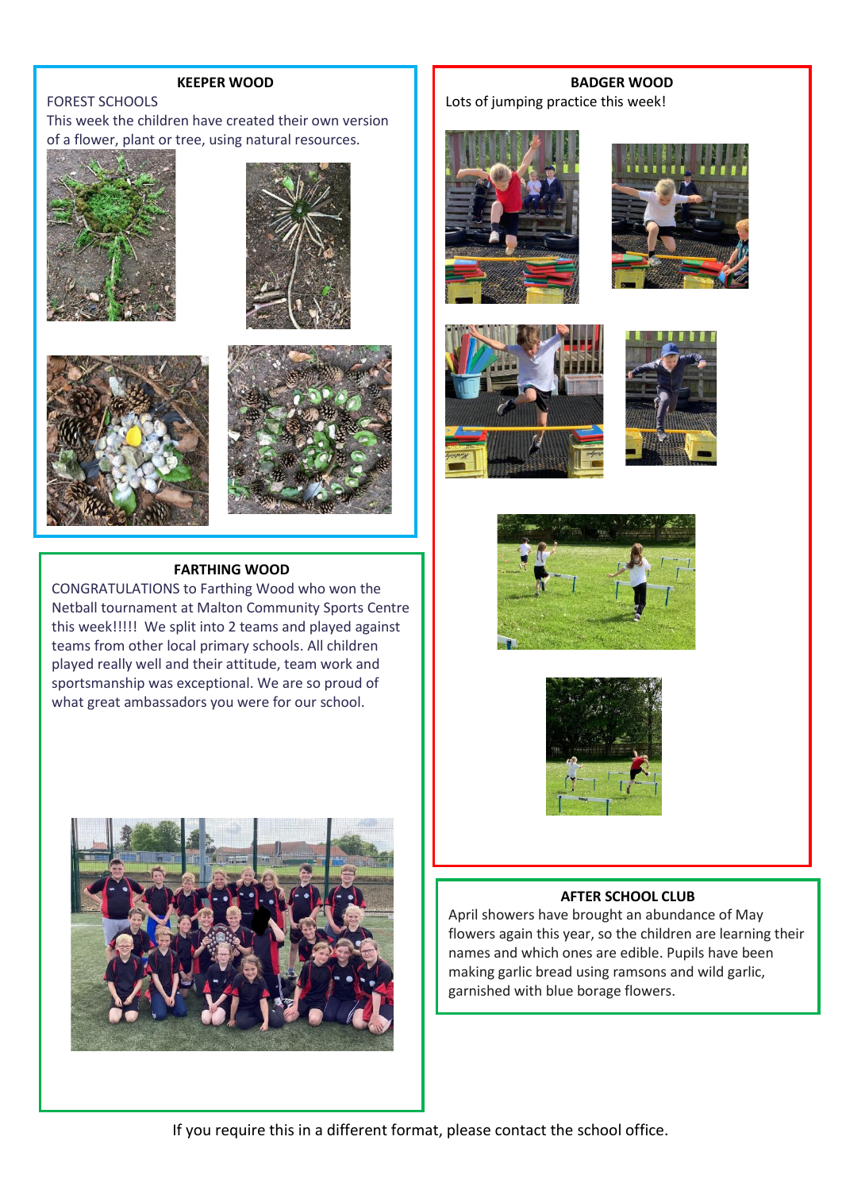## KEEPER WOOD

FOREST SCHOOLS

This week the children have created their own version of a flower, plant or tree, using natural resources.

## BADGER WOOD

Lots of jumping practice this week!

## FARTHING WOOD

CONGRATULATIONS to Farthing Wood who won the Netball tournament at Malton Community Sports Centre this week!!!!! We split into 2 teams and played against teams from other local primary schools. All children played really well and their attitude, team work and sportsmanship was exceptional. We are so proud of what great ambassadors you were for our school.

## AFTER SCHOOL CLUB

April showers have brought an abundance of May flowers again this year, so the children are learning their names and which ones are edible. Pupils have been making garlic bread using ramsons and wild garlic, garnished with blue borage flowers.

If you require this in a different format, please contact the school office.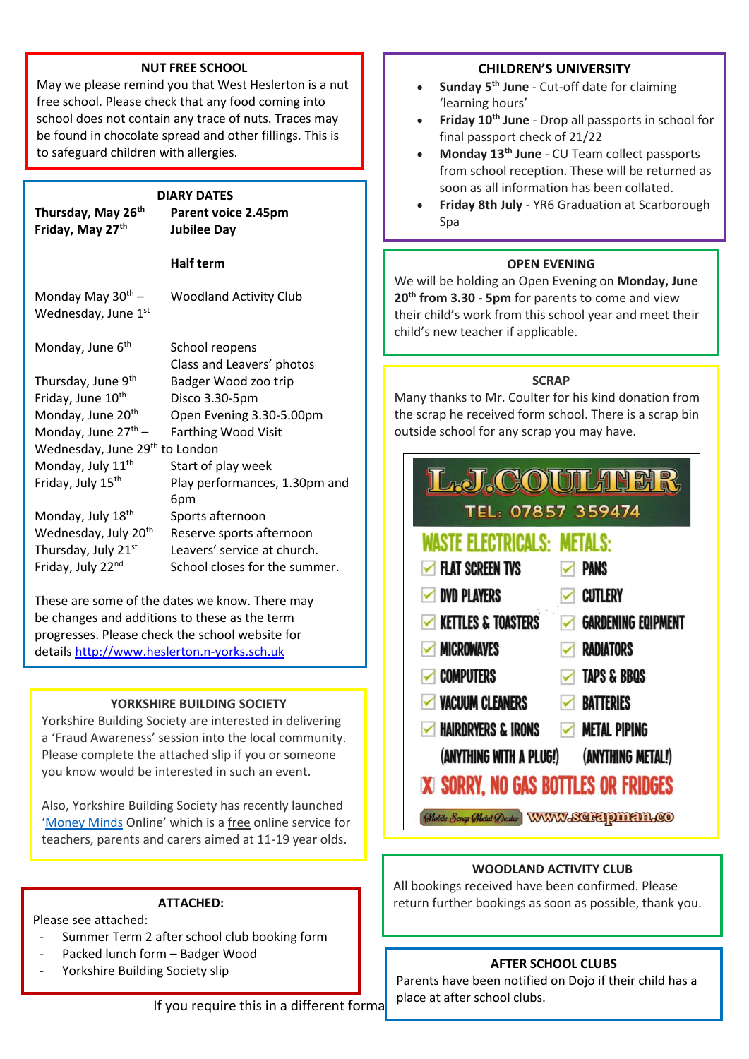## NUT FREE SCHOOL

May we please remind you that West Heslerton is a nut free school. Please check that any food coming into school does not contain any trace of nuts. Traces may be found in chocolate spread and other fillings. This is to safeguard children with allergies.

## DIARY DATES

| | |
|---|---|
| **Thursday, May 26th** | **Parent voice 2.45pm** |
| **Friday, May 27th** | **Jubilee Day** |
| | **Half term** |
| Monday May 30th – Wednesday, June 1st | Woodland Activity Club |
| Monday, June 6th | School reopens<br>Class and Leavers' photos |
| Thursday, June 9th | Badger Wood zoo trip |
| Friday, June 10th | Disco 3.30-5pm |
| Monday, June 20th | Open Evening 3.30-5.00pm |
| Monday, June 27th – Wednesday, June 29th | Farthing Wood Visit to London |
| Monday, July 11th | Start of play week |
| Friday, July 15th | Play performances, 1.30pm and 6pm |
| Monday, July 18th | Sports afternoon |
| Wednesday, July 20th | Reserve sports afternoon |
| Thursday, July 21st | Leavers' service at church. |
| Friday, July 22nd | School closes for the summer. |

These are some of the dates we know. There may be changes and additions to these as the term progresses. Please check the school website for details http://www.heslerton.n-yorks.sch.uk

## YORKSHIRE BUILDING SOCIETY

Yorkshire Building Society are interested in delivering a 'Fraud Awareness' session into the local community. Please complete the attached slip if you or someone you know would be interested in such an event.

Also, Yorkshire Building Society has recently launched 'Money Minds Online' which is a free online service for teachers, parents and carers aimed at 11-19 year olds.

## ATTACHED:

Please see attached:

- Summer Term 2 after school club booking form
- Packed lunch form – Badger Wood
- Yorkshire Building Society slip

## CHILDREN'S UNIVERSITY

- **Sunday 5th June** - Cut-off date for claiming 'learning hours'
- **Friday 10th June** - Drop all passports in school for final passport check of 21/22
- **Monday 13th June** - CU Team collect passports from school reception. These will be returned as soon as all information has been collated.
- **Friday 8th July** - YR6 Graduation at Scarborough Spa

## OPEN EVENING

We will be holding an Open Evening on **Monday, June 20th from 3.30 - 5pm** for parents to come and view their child's work from this school year and meet their child's new teacher if applicable.

## SCRAP

Many thanks to Mr. Coulter for his kind donation from the scrap he received form school. There is a scrap bin outside school for any scrap you may have.

L.J.COULTER
TEL: 07857 359474

WASTE ELECTRICALS:
- FLAT SCREEN TVS
- DVD PLAYERS
- KETTLES & TOASTERS
- MICROWAVES
- COMPUTERS
- VACUUM CLEANERS
- HAIRDRYERS & IRONS

(ANYTHING WITH A PLUG!)

METALS:
- PANS
- CUTLERY
- GARDENING EQIPMENT
- RADIATORS
- TAPS & BBQS
- BATTERIES
- METAL PIPING

(ANYTHING METAL!)

X SORRY, NO GAS BOTTLES OR FRIDGES

Mobile Scrap Metal Dealer www.scrapman.co

## WOODLAND ACTIVITY CLUB

All bookings received have been confirmed. Please return further bookings as soon as possible, thank you.

## AFTER SCHOOL CLUBS

Parents have been notified on Dojo if their child has a place at after school clubs.

If you require this in a different forma